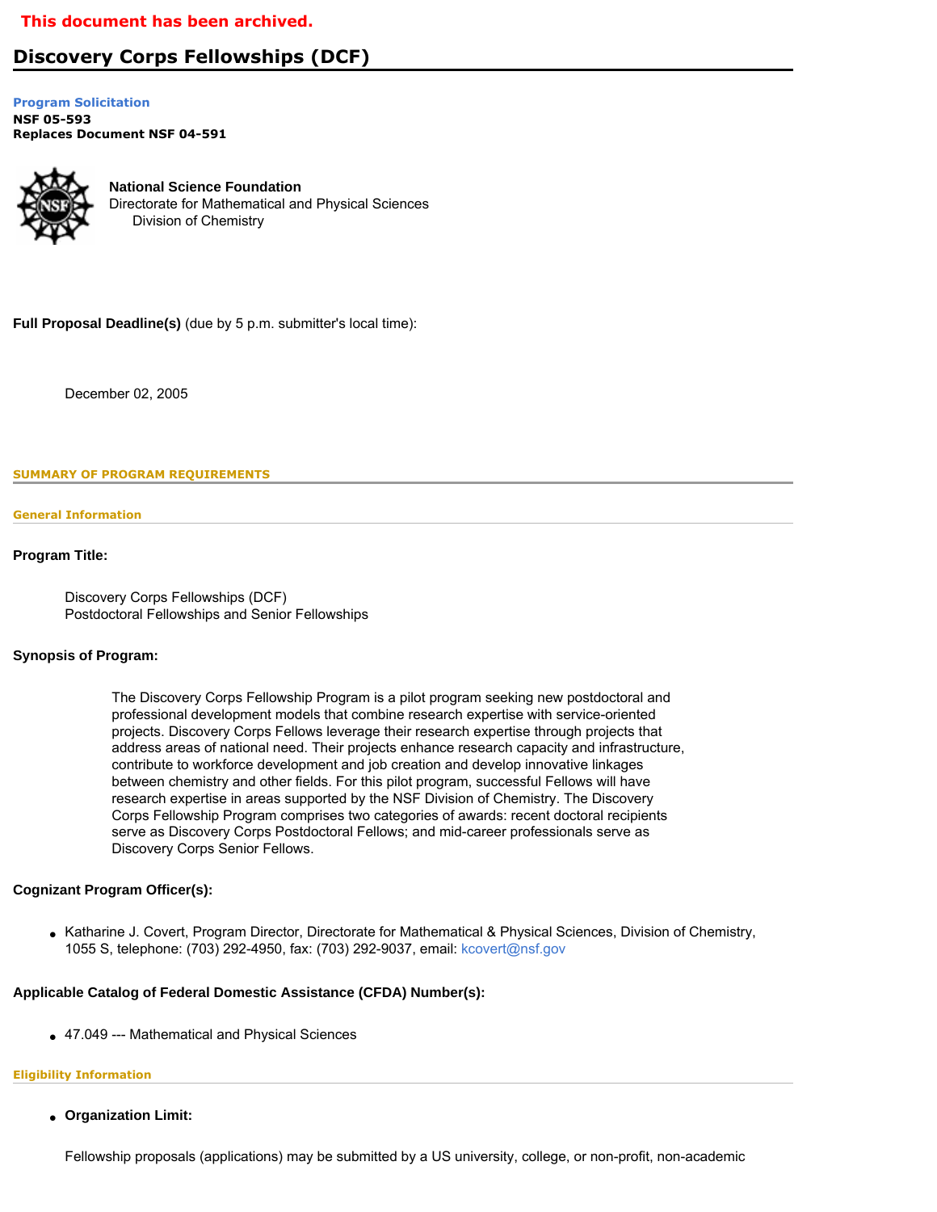**This document has been archived.**

# Discovery Corps Fellowships (DCF)

**Program Solicitation**
**NSF 05-593**
**Replaces Document NSF 04-591**

**National Science Foundation**
Directorate for Mathematical and Physical Sciences
Division of Chemistry

**Full Proposal Deadline(s)** (due by 5 p.m. submitter's local time):

December 02, 2005

## SUMMARY OF PROGRAM REQUIREMENTS

### General Information

**Program Title:**

Discovery Corps Fellowships (DCF)
Postdoctoral Fellowships and Senior Fellowships

**Synopsis of Program:**

The Discovery Corps Fellowship Program is a pilot program seeking new postdoctoral and professional development models that combine research expertise with service-oriented projects. Discovery Corps Fellows leverage their research expertise through projects that address areas of national need. Their projects enhance research capacity and infrastructure, contribute to workforce development and job creation and develop innovative linkages between chemistry and other fields. For this pilot program, successful Fellows will have research expertise in areas supported by the NSF Division of Chemistry. The Discovery Corps Fellowship Program comprises two categories of awards: recent doctoral recipients serve as Discovery Corps Postdoctoral Fellows; and mid-career professionals serve as Discovery Corps Senior Fellows.

**Cognizant Program Officer(s):**

- Katharine J. Covert, Program Director, Directorate for Mathematical & Physical Sciences, Division of Chemistry, 1055 S, telephone: (703) 292-4950, fax: (703) 292-9037, email: kcovert@nsf.gov

**Applicable Catalog of Federal Domestic Assistance (CFDA) Number(s):**

- 47.049 --- Mathematical and Physical Sciences

### Eligibility Information

- **Organization Limit:**

Fellowship proposals (applications) may be submitted by a US university, college, or non-profit, non-academic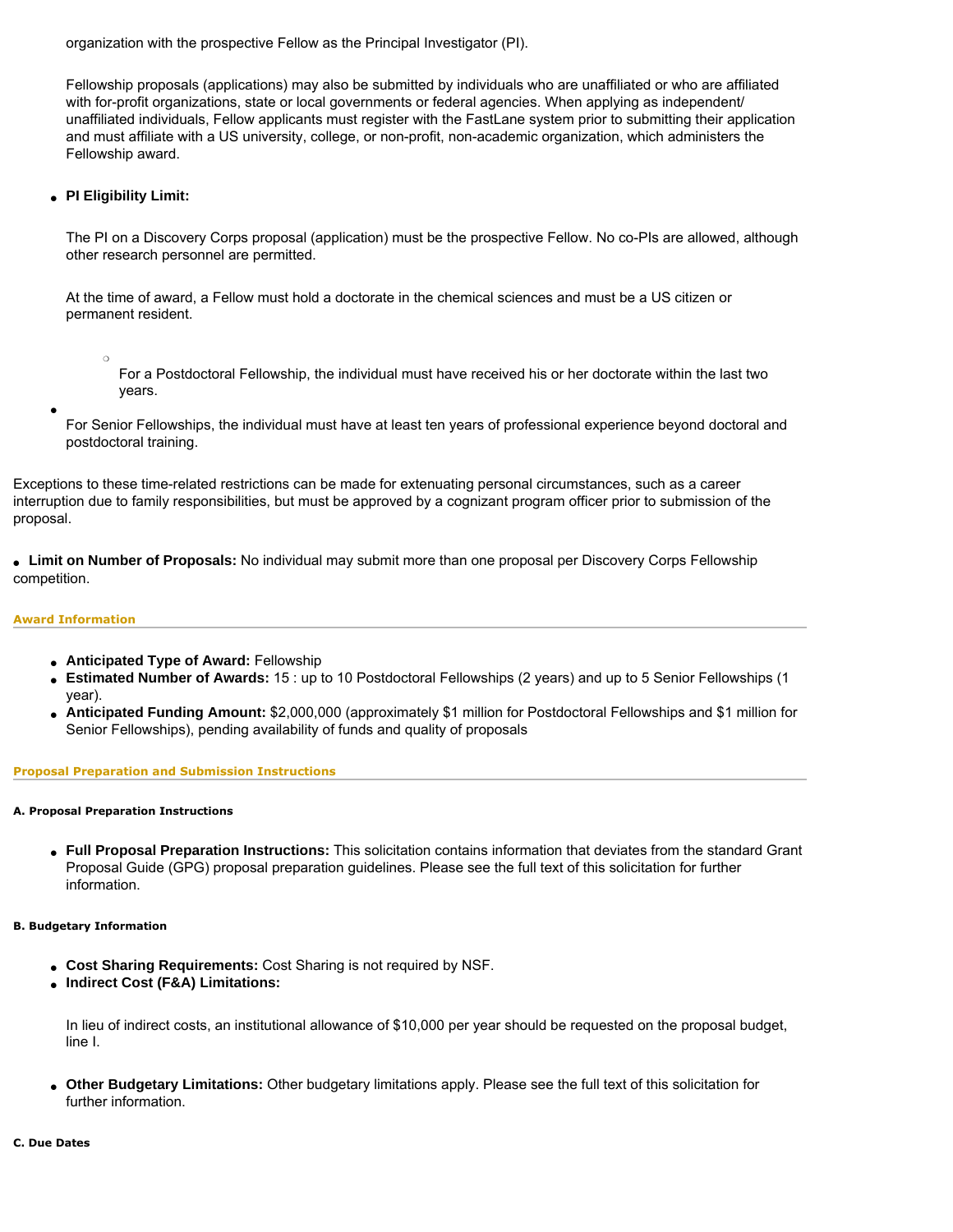organization with the prospective Fellow as the Principal Investigator (PI).

Fellowship proposals (applications) may also be submitted by individuals who are unaffiliated or who are affiliated with for-profit organizations, state or local governments or federal agencies. When applying as independent/ unaffiliated individuals, Fellow applicants must register with the FastLane system prior to submitting their application and must affiliate with a US university, college, or non-profit, non-academic organization, which administers the Fellowship award.

- **PI Eligibility Limit:**

  The PI on a Discovery Corps proposal (application) must be the prospective Fellow. No co-PIs are allowed, although other research personnel are permitted.

  At the time of award, a Fellow must hold a doctorate in the chemical sciences and must be a US citizen or permanent resident.

  - For a Postdoctoral Fellowship, the individual must have received his or her doctorate within the last two years.

- For Senior Fellowships, the individual must have at least ten years of professional experience beyond doctoral and postdoctoral training.

Exceptions to these time-related restrictions can be made for extenuating personal circumstances, such as a career interruption due to family responsibilities, but must be approved by a cognizant program officer prior to submission of the proposal.

- **Limit on Number of Proposals:** No individual may submit more than one proposal per Discovery Corps Fellowship competition.

## Award Information

- **Anticipated Type of Award:** Fellowship
- **Estimated Number of Awards:** 15 : up to 10 Postdoctoral Fellowships (2 years) and up to 5 Senior Fellowships (1 year).
- **Anticipated Funding Amount:** $2,000,000 (approximately $1 million for Postdoctoral Fellowships and $1 million for Senior Fellowships), pending availability of funds and quality of proposals

## Proposal Preparation and Submission Instructions

### A. Proposal Preparation Instructions

- **Full Proposal Preparation Instructions:** This solicitation contains information that deviates from the standard Grant Proposal Guide (GPG) proposal preparation guidelines. Please see the full text of this solicitation for further information.

### B. Budgetary Information

- **Cost Sharing Requirements:** Cost Sharing is not required by NSF.
- **Indirect Cost (F&A) Limitations:**

  In lieu of indirect costs, an institutional allowance of $10,000 per year should be requested on the proposal budget, line I.

- **Other Budgetary Limitations:** Other budgetary limitations apply. Please see the full text of this solicitation for further information.

### C. Due Dates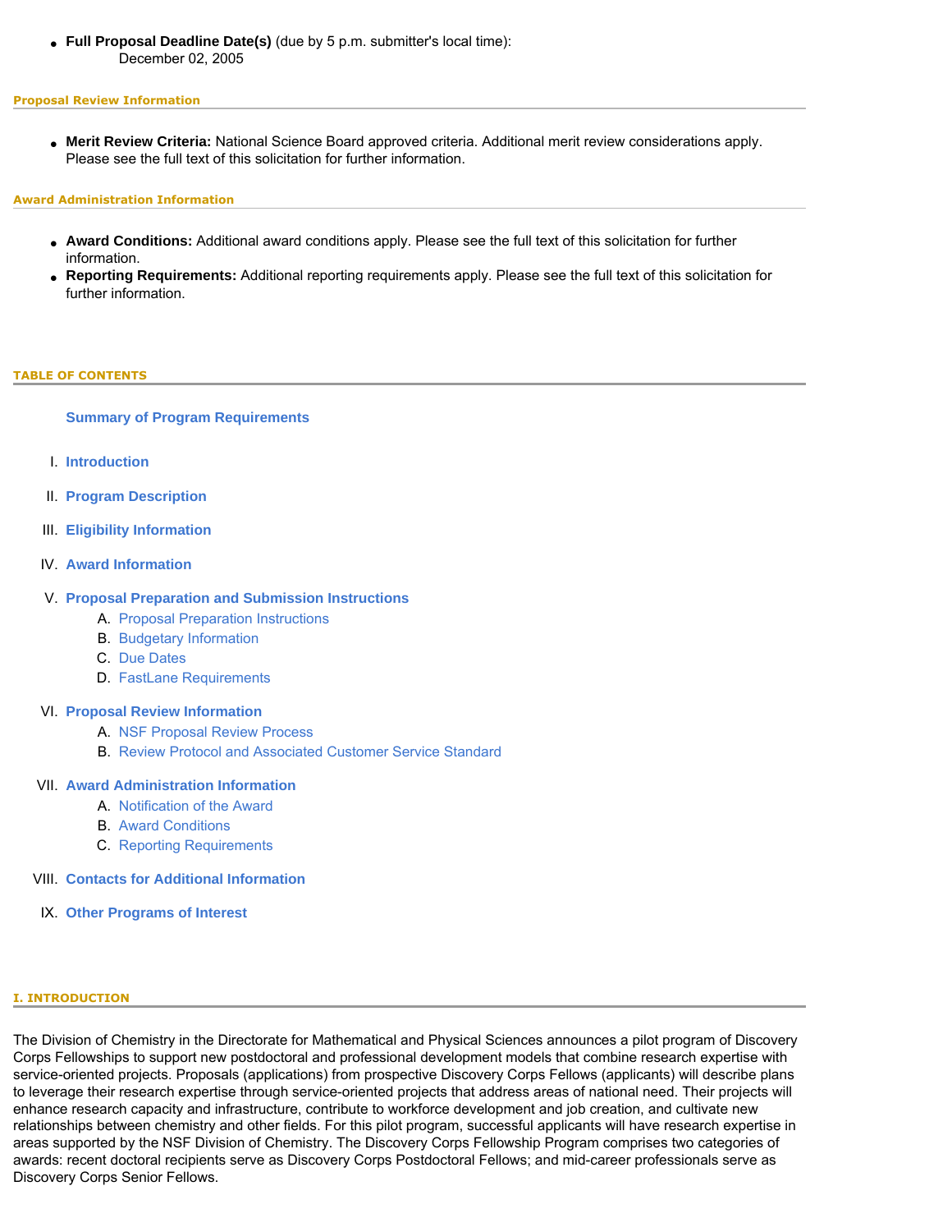- **Full Proposal Deadline Date(s)** (due by 5 p.m. submitter's local time):
  December 02, 2005

**Proposal Review Information**

- **Merit Review Criteria:** National Science Board approved criteria. Additional merit review considerations apply. Please see the full text of this solicitation for further information.

**Award Administration Information**

- **Award Conditions:** Additional award conditions apply. Please see the full text of this solicitation for further information.
- **Reporting Requirements:** Additional reporting requirements apply. Please see the full text of this solicitation for further information.

## TABLE OF CONTENTS

**Summary of Program Requirements**

I. **Introduction**

II. **Program Description**

III. **Eligibility Information**

IV. **Award Information**

V. **Proposal Preparation and Submission Instructions**
   A. Proposal Preparation Instructions
   B. Budgetary Information
   C. Due Dates
   D. FastLane Requirements

VI. **Proposal Review Information**
   A. NSF Proposal Review Process
   B. Review Protocol and Associated Customer Service Standard

VII. **Award Administration Information**
   A. Notification of the Award
   B. Award Conditions
   C. Reporting Requirements

VIII. **Contacts for Additional Information**

IX. **Other Programs of Interest**

## I. INTRODUCTION

The Division of Chemistry in the Directorate for Mathematical and Physical Sciences announces a pilot program of Discovery Corps Fellowships to support new postdoctoral and professional development models that combine research expertise with service-oriented projects. Proposals (applications) from prospective Discovery Corps Fellows (applicants) will describe plans to leverage their research expertise through service-oriented projects that address areas of national need. Their projects will enhance research capacity and infrastructure, contribute to workforce development and job creation, and cultivate new relationships between chemistry and other fields. For this pilot program, successful applicants will have research expertise in areas supported by the NSF Division of Chemistry. The Discovery Corps Fellowship Program comprises two categories of awards: recent doctoral recipients serve as Discovery Corps Postdoctoral Fellows; and mid-career professionals serve as Discovery Corps Senior Fellows.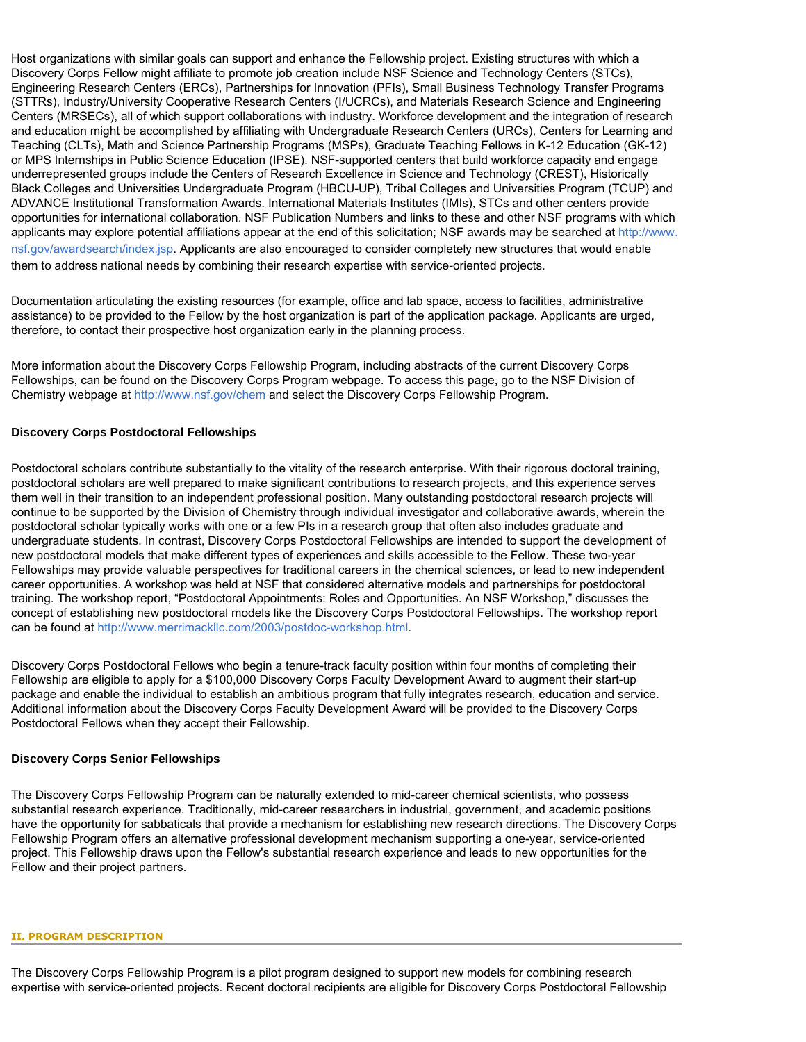Host organizations with similar goals can support and enhance the Fellowship project. Existing structures with which a Discovery Corps Fellow might affiliate to promote job creation include NSF Science and Technology Centers (STCs), Engineering Research Centers (ERCs), Partnerships for Innovation (PFIs), Small Business Technology Transfer Programs (STTRs), Industry/University Cooperative Research Centers (I/UCRCs), and Materials Research Science and Engineering Centers (MRSECs), all of which support collaborations with industry. Workforce development and the integration of research and education might be accomplished by affiliating with Undergraduate Research Centers (URCs), Centers for Learning and Teaching (CLTs), Math and Science Partnership Programs (MSPs), Graduate Teaching Fellows in K-12 Education (GK-12) or MPS Internships in Public Science Education (IPSE). NSF-supported centers that build workforce capacity and engage underrepresented groups include the Centers of Research Excellence in Science and Technology (CREST), Historically Black Colleges and Universities Undergraduate Program (HBCU-UP), Tribal Colleges and Universities Program (TCUP) and ADVANCE Institutional Transformation Awards. International Materials Institutes (IMIs), STCs and other centers provide opportunities for international collaboration. NSF Publication Numbers and links to these and other NSF programs with which applicants may explore potential affiliations appear at the end of this solicitation; NSF awards may be searched at http://www.nsf.gov/awardsearch/index.jsp. Applicants are also encouraged to consider completely new structures that would enable them to address national needs by combining their research expertise with service-oriented projects.

Documentation articulating the existing resources (for example, office and lab space, access to facilities, administrative assistance) to be provided to the Fellow by the host organization is part of the application package. Applicants are urged, therefore, to contact their prospective host organization early in the planning process.

More information about the Discovery Corps Fellowship Program, including abstracts of the current Discovery Corps Fellowships, can be found on the Discovery Corps Program webpage. To access this page, go to the NSF Division of Chemistry webpage at http://www.nsf.gov/chem and select the Discovery Corps Fellowship Program.

**Discovery Corps Postdoctoral Fellowships**

Postdoctoral scholars contribute substantially to the vitality of the research enterprise. With their rigorous doctoral training, postdoctoral scholars are well prepared to make significant contributions to research projects, and this experience serves them well in their transition to an independent professional position. Many outstanding postdoctoral research projects will continue to be supported by the Division of Chemistry through individual investigator and collaborative awards, wherein the postdoctoral scholar typically works with one or a few PIs in a research group that often also includes graduate and undergraduate students. In contrast, Discovery Corps Postdoctoral Fellowships are intended to support the development of new postdoctoral models that make different types of experiences and skills accessible to the Fellow. These two-year Fellowships may provide valuable perspectives for traditional careers in the chemical sciences, or lead to new independent career opportunities. A workshop was held at NSF that considered alternative models and partnerships for postdoctoral training. The workshop report, "Postdoctoral Appointments: Roles and Opportunities. An NSF Workshop," discusses the concept of establishing new postdoctoral models like the Discovery Corps Postdoctoral Fellowships. The workshop report can be found at http://www.merrimackllc.com/2003/postdoc-workshop.html.

Discovery Corps Postdoctoral Fellows who begin a tenure-track faculty position within four months of completing their Fellowship are eligible to apply for a $100,000 Discovery Corps Faculty Development Award to augment their start-up package and enable the individual to establish an ambitious program that fully integrates research, education and service. Additional information about the Discovery Corps Faculty Development Award will be provided to the Discovery Corps Postdoctoral Fellows when they accept their Fellowship.

**Discovery Corps Senior Fellowships**

The Discovery Corps Fellowship Program can be naturally extended to mid-career chemical scientists, who possess substantial research experience. Traditionally, mid-career researchers in industrial, government, and academic positions have the opportunity for sabbaticals that provide a mechanism for establishing new research directions. The Discovery Corps Fellowship Program offers an alternative professional development mechanism supporting a one-year, service-oriented project. This Fellowship draws upon the Fellow's substantial research experience and leads to new opportunities for the Fellow and their project partners.

## II. PROGRAM DESCRIPTION

The Discovery Corps Fellowship Program is a pilot program designed to support new models for combining research expertise with service-oriented projects. Recent doctoral recipients are eligible for Discovery Corps Postdoctoral Fellowship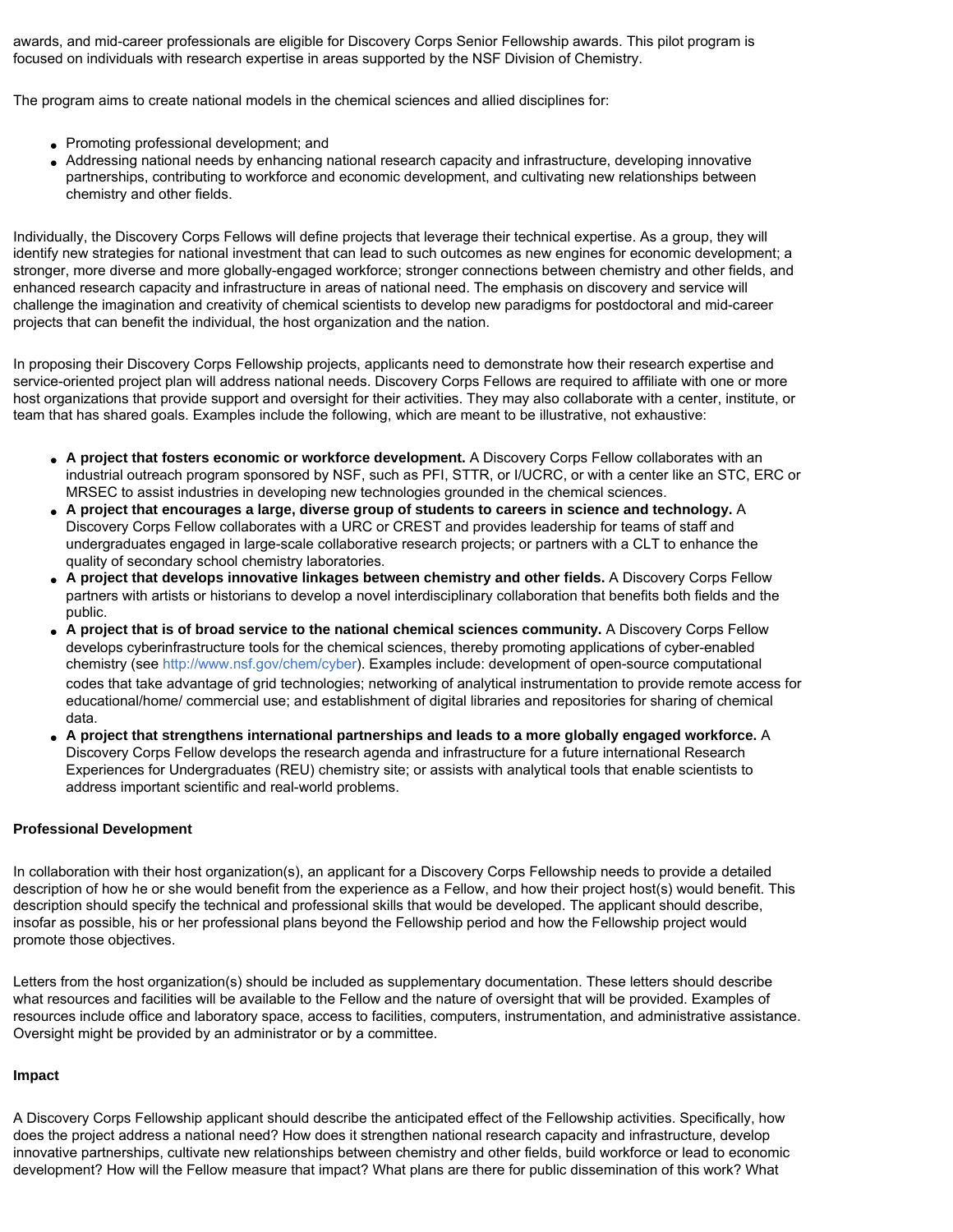awards, and mid-career professionals are eligible for Discovery Corps Senior Fellowship awards. This pilot program is focused on individuals with research expertise in areas supported by the NSF Division of Chemistry.

The program aims to create national models in the chemical sciences and allied disciplines for:

- Promoting professional development; and
- Addressing national needs by enhancing national research capacity and infrastructure, developing innovative partnerships, contributing to workforce and economic development, and cultivating new relationships between chemistry and other fields.

Individually, the Discovery Corps Fellows will define projects that leverage their technical expertise. As a group, they will identify new strategies for national investment that can lead to such outcomes as new engines for economic development; a stronger, more diverse and more globally-engaged workforce; stronger connections between chemistry and other fields, and enhanced research capacity and infrastructure in areas of national need. The emphasis on discovery and service will challenge the imagination and creativity of chemical scientists to develop new paradigms for postdoctoral and mid-career projects that can benefit the individual, the host organization and the nation.

In proposing their Discovery Corps Fellowship projects, applicants need to demonstrate how their research expertise and service-oriented project plan will address national needs. Discovery Corps Fellows are required to affiliate with one or more host organizations that provide support and oversight for their activities. They may also collaborate with a center, institute, or team that has shared goals. Examples include the following, which are meant to be illustrative, not exhaustive:

- **A project that fosters economic or workforce development.** A Discovery Corps Fellow collaborates with an industrial outreach program sponsored by NSF, such as PFI, STTR, or I/UCRC, or with a center like an STC, ERC or MRSEC to assist industries in developing new technologies grounded in the chemical sciences.
- **A project that encourages a large, diverse group of students to careers in science and technology.** A Discovery Corps Fellow collaborates with a URC or CREST and provides leadership for teams of staff and undergraduates engaged in large-scale collaborative research projects; or partners with a CLT to enhance the quality of secondary school chemistry laboratories.
- **A project that develops innovative linkages between chemistry and other fields.** A Discovery Corps Fellow partners with artists or historians to develop a novel interdisciplinary collaboration that benefits both fields and the public.
- **A project that is of broad service to the national chemical sciences community.** A Discovery Corps Fellow develops cyberinfrastructure tools for the chemical sciences, thereby promoting applications of cyber-enabled chemistry (see http://www.nsf.gov/chem/cyber). Examples include: development of open-source computational codes that take advantage of grid technologies; networking of analytical instrumentation to provide remote access for educational/home/ commercial use; and establishment of digital libraries and repositories for sharing of chemical data.
- **A project that strengthens international partnerships and leads to a more globally engaged workforce.** A Discovery Corps Fellow develops the research agenda and infrastructure for a future international Research Experiences for Undergraduates (REU) chemistry site; or assists with analytical tools that enable scientists to address important scientific and real-world problems.

**Professional Development**

In collaboration with their host organization(s), an applicant for a Discovery Corps Fellowship needs to provide a detailed description of how he or she would benefit from the experience as a Fellow, and how their project host(s) would benefit. This description should specify the technical and professional skills that would be developed. The applicant should describe, insofar as possible, his or her professional plans beyond the Fellowship period and how the Fellowship project would promote those objectives.

Letters from the host organization(s) should be included as supplementary documentation. These letters should describe what resources and facilities will be available to the Fellow and the nature of oversight that will be provided. Examples of resources include office and laboratory space, access to facilities, computers, instrumentation, and administrative assistance. Oversight might be provided by an administrator or by a committee.

**Impact**

A Discovery Corps Fellowship applicant should describe the anticipated effect of the Fellowship activities. Specifically, how does the project address a national need? How does it strengthen national research capacity and infrastructure, develop innovative partnerships, cultivate new relationships between chemistry and other fields, build workforce or lead to economic development? How will the Fellow measure that impact? What plans are there for public dissemination of this work? What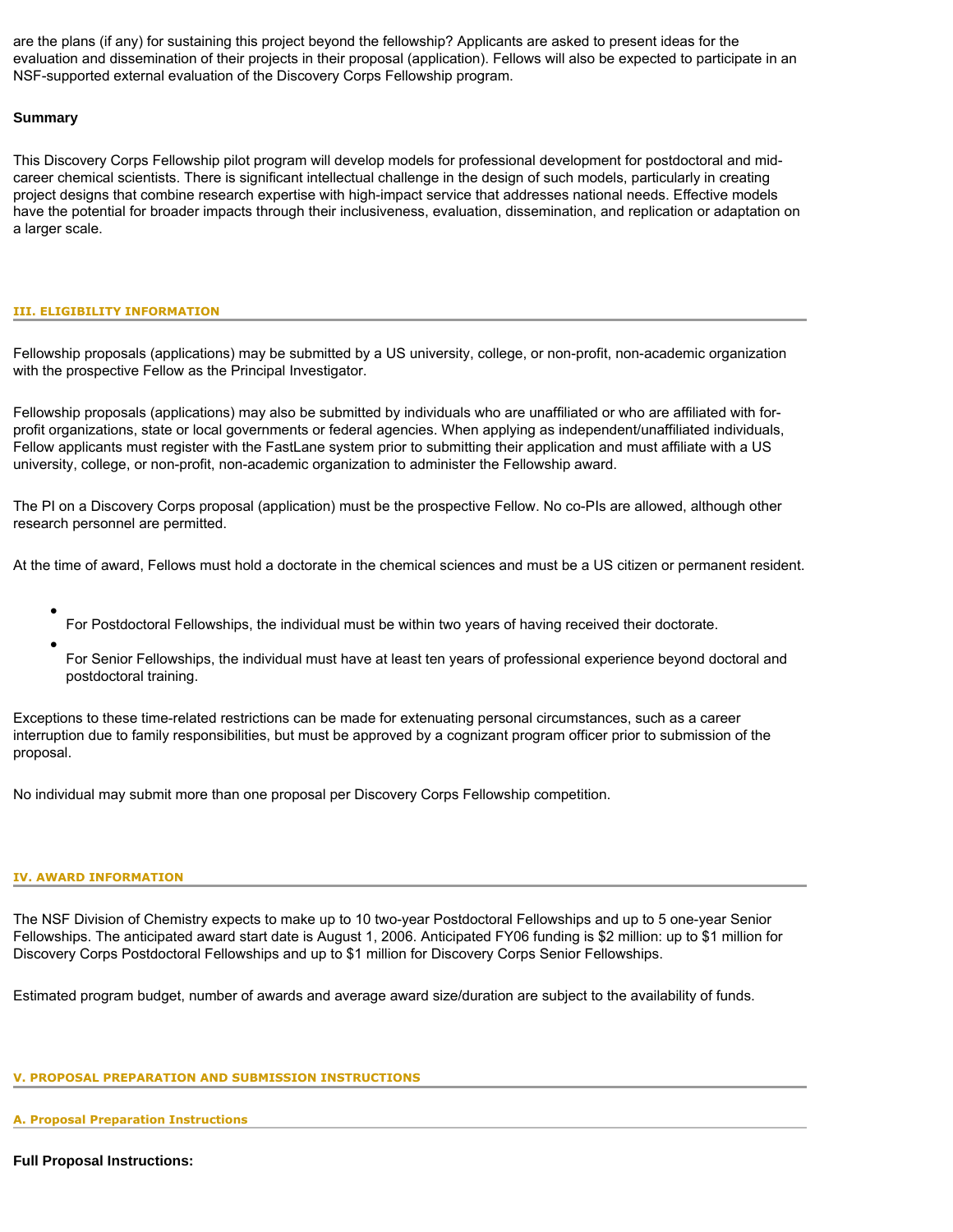are the plans (if any) for sustaining this project beyond the fellowship? Applicants are asked to present ideas for the evaluation and dissemination of their projects in their proposal (application). Fellows will also be expected to participate in an NSF-supported external evaluation of the Discovery Corps Fellowship program.

**Summary**

This Discovery Corps Fellowship pilot program will develop models for professional development for postdoctoral and mid-career chemical scientists. There is significant intellectual challenge in the design of such models, particularly in creating project designs that combine research expertise with high-impact service that addresses national needs. Effective models have the potential for broader impacts through their inclusiveness, evaluation, dissemination, and replication or adaptation on a larger scale.

## III. ELIGIBILITY INFORMATION

Fellowship proposals (applications) may be submitted by a US university, college, or non-profit, non-academic organization with the prospective Fellow as the Principal Investigator.

Fellowship proposals (applications) may also be submitted by individuals who are unaffiliated or who are affiliated with for-profit organizations, state or local governments or federal agencies. When applying as independent/unaffiliated individuals, Fellow applicants must register with the FastLane system prior to submitting their application and must affiliate with a US university, college, or non-profit, non-academic organization to administer the Fellowship award.

The PI on a Discovery Corps proposal (application) must be the prospective Fellow. No co-PIs are allowed, although other research personnel are permitted.

At the time of award, Fellows must hold a doctorate in the chemical sciences and must be a US citizen or permanent resident.

- For Postdoctoral Fellowships, the individual must be within two years of having received their doctorate.
- For Senior Fellowships, the individual must have at least ten years of professional experience beyond doctoral and postdoctoral training.

Exceptions to these time-related restrictions can be made for extenuating personal circumstances, such as a career interruption due to family responsibilities, but must be approved by a cognizant program officer prior to submission of the proposal.

No individual may submit more than one proposal per Discovery Corps Fellowship competition.

## IV. AWARD INFORMATION

The NSF Division of Chemistry expects to make up to 10 two-year Postdoctoral Fellowships and up to 5 one-year Senior Fellowships. The anticipated award start date is August 1, 2006. Anticipated FY06 funding is $2 million: up to $1 million for Discovery Corps Postdoctoral Fellowships and up to $1 million for Discovery Corps Senior Fellowships.

Estimated program budget, number of awards and average award size/duration are subject to the availability of funds.

## V. PROPOSAL PREPARATION AND SUBMISSION INSTRUCTIONS

### A. Proposal Preparation Instructions

**Full Proposal Instructions:**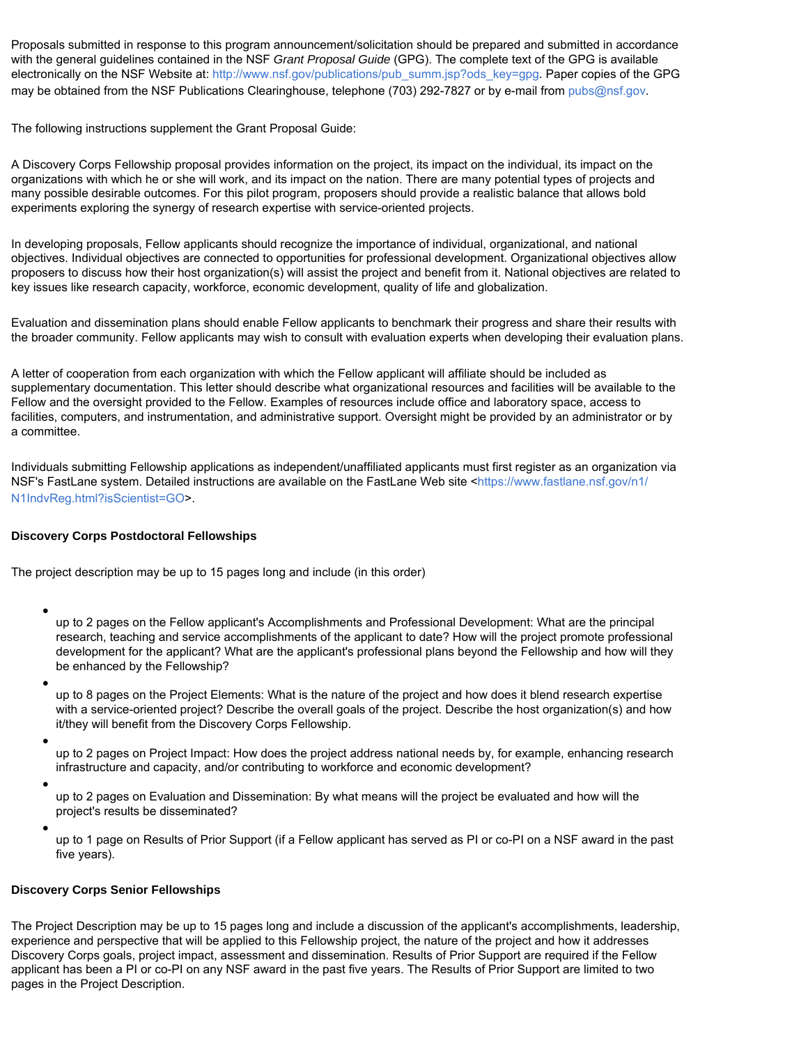Proposals submitted in response to this program announcement/solicitation should be prepared and submitted in accordance with the general guidelines contained in the NSF *Grant Proposal Guide* (GPG). The complete text of the GPG is available electronically on the NSF Website at: http://www.nsf.gov/publications/pub_summ.jsp?ods_key=gpg. Paper copies of the GPG may be obtained from the NSF Publications Clearinghouse, telephone (703) 292-7827 or by e-mail from pubs@nsf.gov.

The following instructions supplement the Grant Proposal Guide:

A Discovery Corps Fellowship proposal provides information on the project, its impact on the individual, its impact on the organizations with which he or she will work, and its impact on the nation. There are many potential types of projects and many possible desirable outcomes. For this pilot program, proposers should provide a realistic balance that allows bold experiments exploring the synergy of research expertise with service-oriented projects.

In developing proposals, Fellow applicants should recognize the importance of individual, organizational, and national objectives. Individual objectives are connected to opportunities for professional development. Organizational objectives allow proposers to discuss how their host organization(s) will assist the project and benefit from it. National objectives are related to key issues like research capacity, workforce, economic development, quality of life and globalization.

Evaluation and dissemination plans should enable Fellow applicants to benchmark their progress and share their results with the broader community. Fellow applicants may wish to consult with evaluation experts when developing their evaluation plans.

A letter of cooperation from each organization with which the Fellow applicant will affiliate should be included as supplementary documentation. This letter should describe what organizational resources and facilities will be available to the Fellow and the oversight provided to the Fellow. Examples of resources include office and laboratory space, access to facilities, computers, and instrumentation, and administrative support. Oversight might be provided by an administrator or by a committee.

Individuals submitting Fellowship applications as independent/unaffiliated applicants must first register as an organization via NSF's FastLane system. Detailed instructions are available on the FastLane Web site <https://www.fastlane.nsf.gov/n1/N1IndvReg.html?isScientist=GO>.

**Discovery Corps Postdoctoral Fellowships**

The project description may be up to 15 pages long and include (in this order)

- up to 2 pages on the Fellow applicant's Accomplishments and Professional Development: What are the principal research, teaching and service accomplishments of the applicant to date? How will the project promote professional development for the applicant? What are the applicant's professional plans beyond the Fellowship and how will they be enhanced by the Fellowship?
- up to 8 pages on the Project Elements: What is the nature of the project and how does it blend research expertise with a service-oriented project? Describe the overall goals of the project. Describe the host organization(s) and how it/they will benefit from the Discovery Corps Fellowship.
- up to 2 pages on Project Impact: How does the project address national needs by, for example, enhancing research infrastructure and capacity, and/or contributing to workforce and economic development?
- up to 2 pages on Evaluation and Dissemination: By what means will the project be evaluated and how will the project's results be disseminated?
- up to 1 page on Results of Prior Support (if a Fellow applicant has served as PI or co-PI on a NSF award in the past five years).

**Discovery Corps Senior Fellowships**

The Project Description may be up to 15 pages long and include a discussion of the applicant's accomplishments, leadership, experience and perspective that will be applied to this Fellowship project, the nature of the project and how it addresses Discovery Corps goals, project impact, assessment and dissemination. Results of Prior Support are required if the Fellow applicant has been a PI or co-PI on any NSF award in the past five years. The Results of Prior Support are limited to two pages in the Project Description.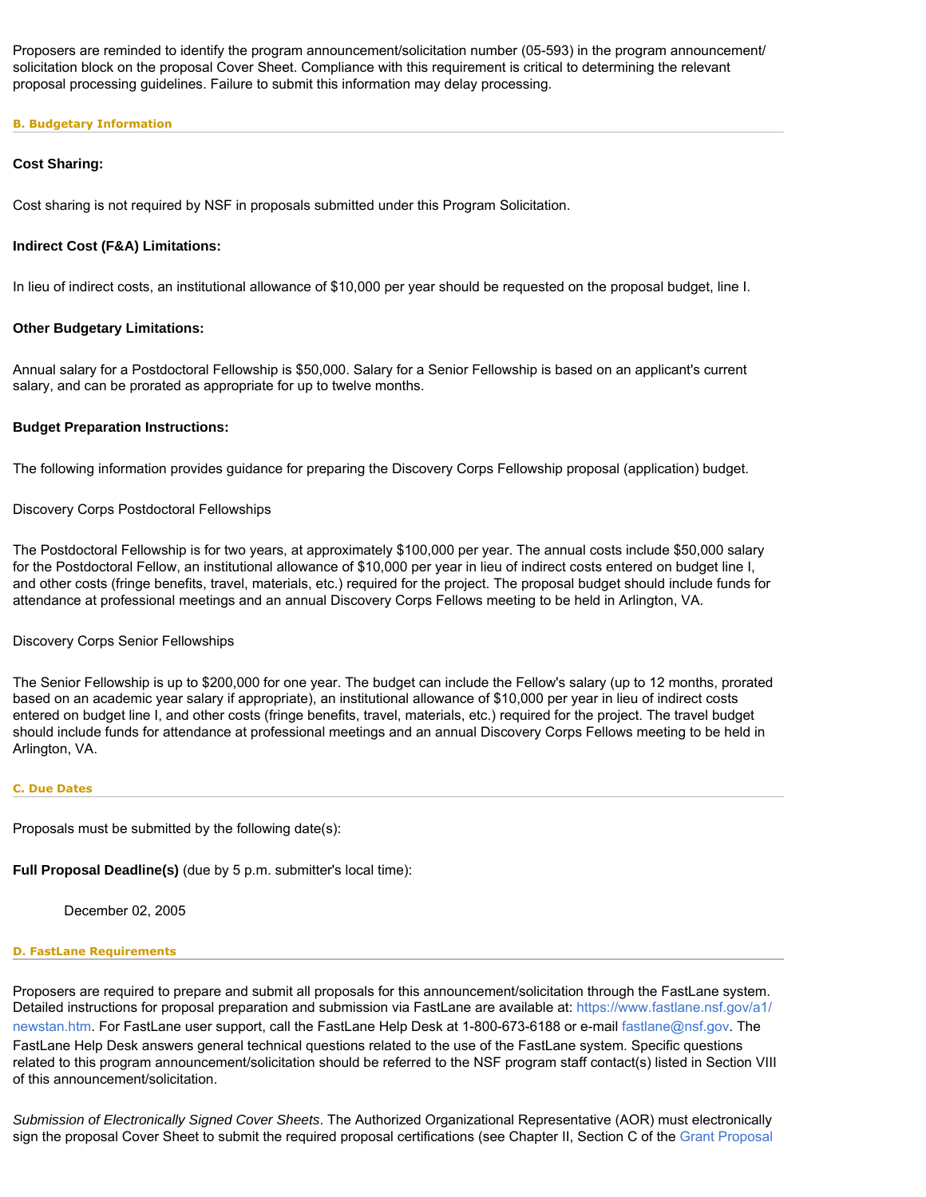Proposers are reminded to identify the program announcement/solicitation number (05-593) in the program announcement/solicitation block on the proposal Cover Sheet. Compliance with this requirement is critical to determining the relevant proposal processing guidelines. Failure to submit this information may delay processing.

### B. Budgetary Information

**Cost Sharing:**

Cost sharing is not required by NSF in proposals submitted under this Program Solicitation.

**Indirect Cost (F&A) Limitations:**

In lieu of indirect costs, an institutional allowance of $10,000 per year should be requested on the proposal budget, line I.

**Other Budgetary Limitations:**

Annual salary for a Postdoctoral Fellowship is $50,000. Salary for a Senior Fellowship is based on an applicant's current salary, and can be prorated as appropriate for up to twelve months.

**Budget Preparation Instructions:**

The following information provides guidance for preparing the Discovery Corps Fellowship proposal (application) budget.

Discovery Corps Postdoctoral Fellowships

The Postdoctoral Fellowship is for two years, at approximately $100,000 per year. The annual costs include $50,000 salary for the Postdoctoral Fellow, an institutional allowance of $10,000 per year in lieu of indirect costs entered on budget line I, and other costs (fringe benefits, travel, materials, etc.) required for the project. The proposal budget should include funds for attendance at professional meetings and an annual Discovery Corps Fellows meeting to be held in Arlington, VA.

Discovery Corps Senior Fellowships

The Senior Fellowship is up to $200,000 for one year. The budget can include the Fellow's salary (up to 12 months, prorated based on an academic year salary if appropriate), an institutional allowance of $10,000 per year in lieu of indirect costs entered on budget line I, and other costs (fringe benefits, travel, materials, etc.) required for the project. The travel budget should include funds for attendance at professional meetings and an annual Discovery Corps Fellows meeting to be held in Arlington, VA.

### C. Due Dates

Proposals must be submitted by the following date(s):

**Full Proposal Deadline(s)** (due by 5 p.m. submitter's local time):

December 02, 2005

### D. FastLane Requirements

Proposers are required to prepare and submit all proposals for this announcement/solicitation through the FastLane system. Detailed instructions for proposal preparation and submission via FastLane are available at: https://www.fastlane.nsf.gov/a1/newstan.htm. For FastLane user support, call the FastLane Help Desk at 1-800-673-6188 or e-mail fastlane@nsf.gov. The FastLane Help Desk answers general technical questions related to the use of the FastLane system. Specific questions related to this program announcement/solicitation should be referred to the NSF program staff contact(s) listed in Section VIII of this announcement/solicitation.

*Submission of Electronically Signed Cover Sheets*. The Authorized Organizational Representative (AOR) must electronically sign the proposal Cover Sheet to submit the required proposal certifications (see Chapter II, Section C of the Grant Proposal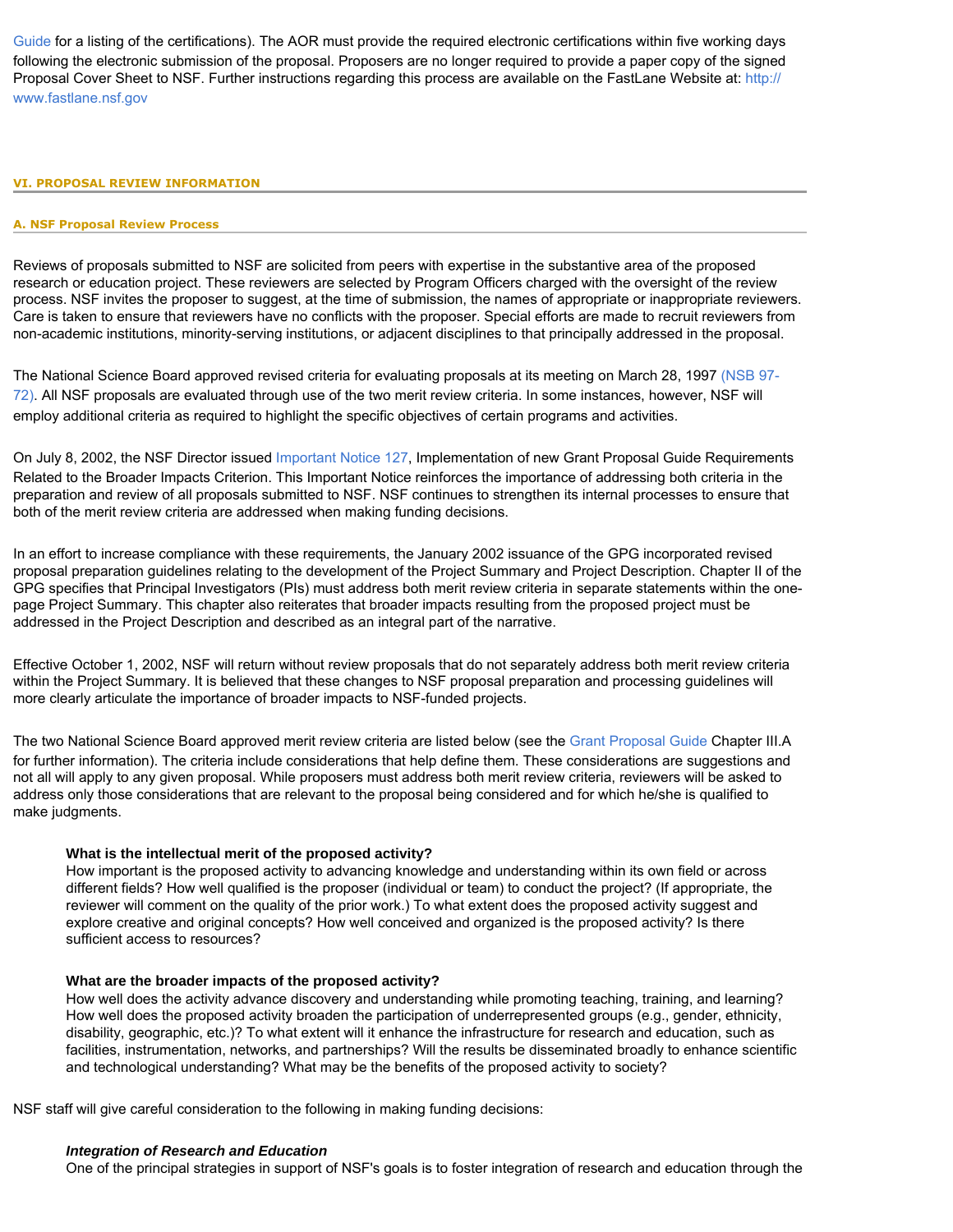Guide for a listing of the certifications). The AOR must provide the required electronic certifications within five working days following the electronic submission of the proposal. Proposers are no longer required to provide a paper copy of the signed Proposal Cover Sheet to NSF. Further instructions regarding this process are available on the FastLane Website at: http://www.fastlane.nsf.gov

## VI. PROPOSAL REVIEW INFORMATION

### A. NSF Proposal Review Process

Reviews of proposals submitted to NSF are solicited from peers with expertise in the substantive area of the proposed research or education project. These reviewers are selected by Program Officers charged with the oversight of the review process. NSF invites the proposer to suggest, at the time of submission, the names of appropriate or inappropriate reviewers. Care is taken to ensure that reviewers have no conflicts with the proposer. Special efforts are made to recruit reviewers from non-academic institutions, minority-serving institutions, or adjacent disciplines to that principally addressed in the proposal.

The National Science Board approved revised criteria for evaluating proposals at its meeting on March 28, 1997 (NSB 97-72). All NSF proposals are evaluated through use of the two merit review criteria. In some instances, however, NSF will employ additional criteria as required to highlight the specific objectives of certain programs and activities.

On July 8, 2002, the NSF Director issued Important Notice 127, Implementation of new Grant Proposal Guide Requirements Related to the Broader Impacts Criterion. This Important Notice reinforces the importance of addressing both criteria in the preparation and review of all proposals submitted to NSF. NSF continues to strengthen its internal processes to ensure that both of the merit review criteria are addressed when making funding decisions.

In an effort to increase compliance with these requirements, the January 2002 issuance of the GPG incorporated revised proposal preparation guidelines relating to the development of the Project Summary and Project Description. Chapter II of the GPG specifies that Principal Investigators (PIs) must address both merit review criteria in separate statements within the one-page Project Summary. This chapter also reiterates that broader impacts resulting from the proposed project must be addressed in the Project Description and described as an integral part of the narrative.

Effective October 1, 2002, NSF will return without review proposals that do not separately address both merit review criteria within the Project Summary. It is believed that these changes to NSF proposal preparation and processing guidelines will more clearly articulate the importance of broader impacts to NSF-funded projects.

The two National Science Board approved merit review criteria are listed below (see the Grant Proposal Guide Chapter III.A for further information). The criteria include considerations that help define them. These considerations are suggestions and not all will apply to any given proposal. While proposers must address both merit review criteria, reviewers will be asked to address only those considerations that are relevant to the proposal being considered and for which he/she is qualified to make judgments.

> **What is the intellectual merit of the proposed activity?**
> How important is the proposed activity to advancing knowledge and understanding within its own field or across different fields? How well qualified is the proposer (individual or team) to conduct the project? (If appropriate, the reviewer will comment on the quality of the prior work.) To what extent does the proposed activity suggest and explore creative and original concepts? How well conceived and organized is the proposed activity? Is there sufficient access to resources?
>
> **What are the broader impacts of the proposed activity?**
> How well does the activity advance discovery and understanding while promoting teaching, training, and learning? How well does the proposed activity broaden the participation of underrepresented groups (e.g., gender, ethnicity, disability, geographic, etc.)? To what extent will it enhance the infrastructure for research and education, such as facilities, instrumentation, networks, and partnerships? Will the results be disseminated broadly to enhance scientific and technological understanding? What may be the benefits of the proposed activity to society?

NSF staff will give careful consideration to the following in making funding decisions:

> ***Integration of Research and Education***
> One of the principal strategies in support of NSF's goals is to foster integration of research and education through the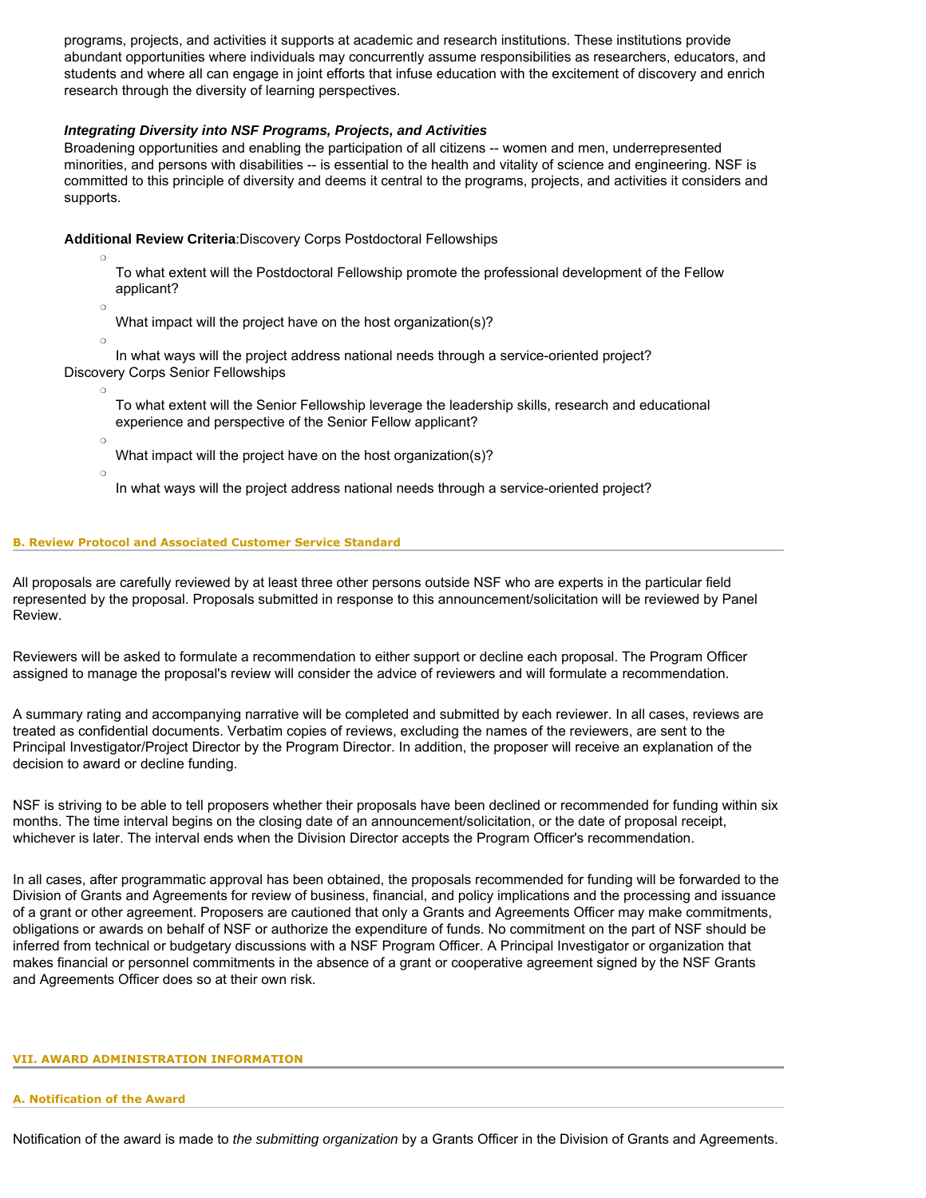programs, projects, and activities it supports at academic and research institutions. These institutions provide abundant opportunities where individuals may concurrently assume responsibilities as researchers, educators, and students and where all can engage in joint efforts that infuse education with the excitement of discovery and enrich research through the diversity of learning perspectives.

***Integrating Diversity into NSF Programs, Projects, and Activities***
Broadening opportunities and enabling the participation of all citizens -- women and men, underrepresented minorities, and persons with disabilities -- is essential to the health and vitality of science and engineering. NSF is committed to this principle of diversity and deems it central to the programs, projects, and activities it considers and supports.

**Additional Review Criteria**:Discovery Corps Postdoctoral Fellowships

- To what extent will the Postdoctoral Fellowship promote the professional development of the Fellow applicant?
- What impact will the project have on the host organization(s)?
- In what ways will the project address national needs through a service-oriented project?

Discovery Corps Senior Fellowships

- To what extent will the Senior Fellowship leverage the leadership skills, research and educational experience and perspective of the Senior Fellow applicant?
- What impact will the project have on the host organization(s)?
- In what ways will the project address national needs through a service-oriented project?

### B. Review Protocol and Associated Customer Service Standard

All proposals are carefully reviewed by at least three other persons outside NSF who are experts in the particular field represented by the proposal. Proposals submitted in response to this announcement/solicitation will be reviewed by Panel Review.

Reviewers will be asked to formulate a recommendation to either support or decline each proposal. The Program Officer assigned to manage the proposal's review will consider the advice of reviewers and will formulate a recommendation.

A summary rating and accompanying narrative will be completed and submitted by each reviewer. In all cases, reviews are treated as confidential documents. Verbatim copies of reviews, excluding the names of the reviewers, are sent to the Principal Investigator/Project Director by the Program Director. In addition, the proposer will receive an explanation of the decision to award or decline funding.

NSF is striving to be able to tell proposers whether their proposals have been declined or recommended for funding within six months. The time interval begins on the closing date of an announcement/solicitation, or the date of proposal receipt, whichever is later. The interval ends when the Division Director accepts the Program Officer's recommendation.

In all cases, after programmatic approval has been obtained, the proposals recommended for funding will be forwarded to the Division of Grants and Agreements for review of business, financial, and policy implications and the processing and issuance of a grant or other agreement. Proposers are cautioned that only a Grants and Agreements Officer may make commitments, obligations or awards on behalf of NSF or authorize the expenditure of funds. No commitment on the part of NSF should be inferred from technical or budgetary discussions with a NSF Program Officer. A Principal Investigator or organization that makes financial or personnel commitments in the absence of a grant or cooperative agreement signed by the NSF Grants and Agreements Officer does so at their own risk.

## VII. AWARD ADMINISTRATION INFORMATION

### A. Notification of the Award

Notification of the award is made to *the submitting organization* by a Grants Officer in the Division of Grants and Agreements.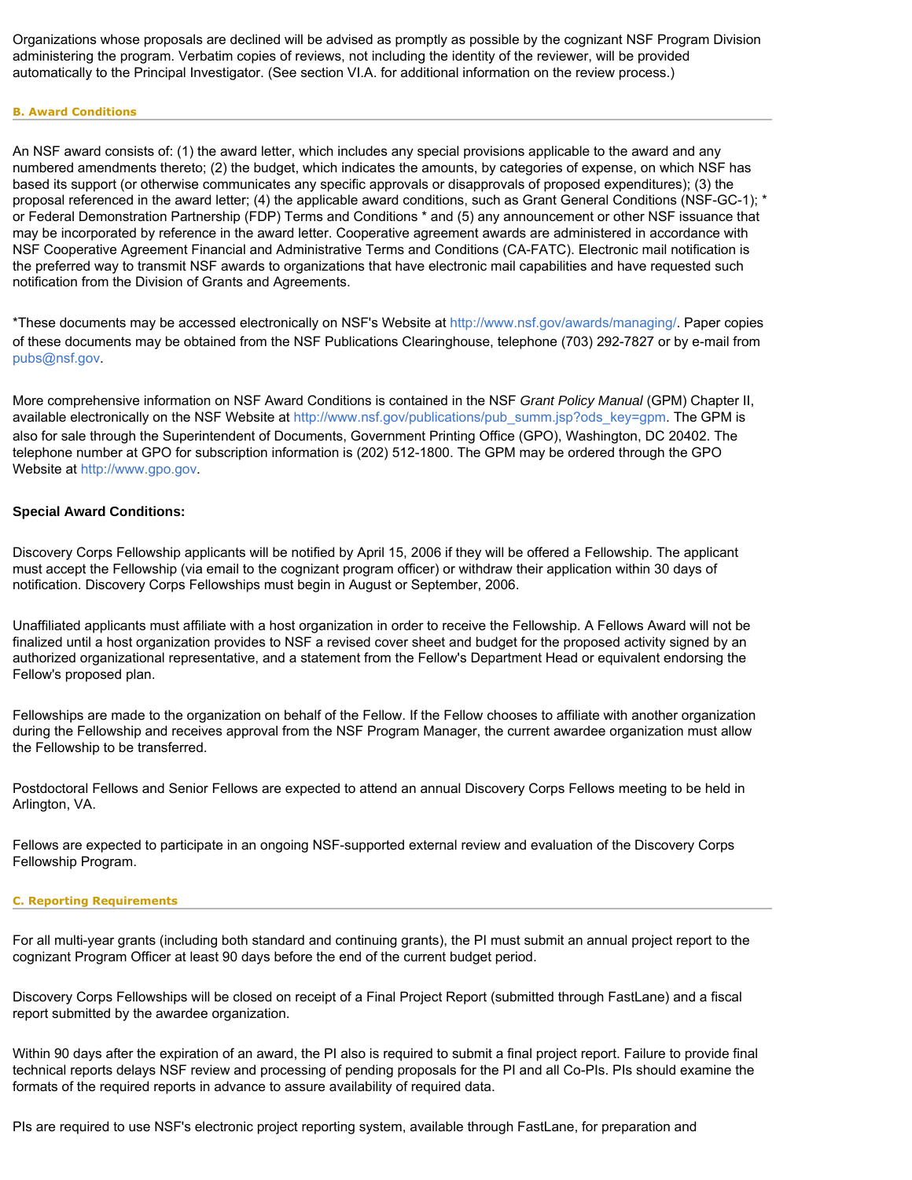Organizations whose proposals are declined will be advised as promptly as possible by the cognizant NSF Program Division administering the program. Verbatim copies of reviews, not including the identity of the reviewer, will be provided automatically to the Principal Investigator. (See section VI.A. for additional information on the review process.)

### B. Award Conditions

An NSF award consists of: (1) the award letter, which includes any special provisions applicable to the award and any numbered amendments thereto; (2) the budget, which indicates the amounts, by categories of expense, on which NSF has based its support (or otherwise communicates any specific approvals or disapprovals of proposed expenditures); (3) the proposal referenced in the award letter; (4) the applicable award conditions, such as Grant General Conditions (NSF-GC-1); * or Federal Demonstration Partnership (FDP) Terms and Conditions * and (5) any announcement or other NSF issuance that may be incorporated by reference in the award letter. Cooperative agreement awards are administered in accordance with NSF Cooperative Agreement Financial and Administrative Terms and Conditions (CA-FATC). Electronic mail notification is the preferred way to transmit NSF awards to organizations that have electronic mail capabilities and have requested such notification from the Division of Grants and Agreements.

*These documents may be accessed electronically on NSF's Website at http://www.nsf.gov/awards/managing/. Paper copies of these documents may be obtained from the NSF Publications Clearinghouse, telephone (703) 292-7827 or by e-mail from pubs@nsf.gov.

More comprehensive information on NSF Award Conditions is contained in the NSF *Grant Policy Manual* (GPM) Chapter II, available electronically on the NSF Website at http://www.nsf.gov/publications/pub_summ.jsp?ods_key=gpm. The GPM is also for sale through the Superintendent of Documents, Government Printing Office (GPO), Washington, DC 20402. The telephone number at GPO for subscription information is (202) 512-1800. The GPM may be ordered through the GPO Website at http://www.gpo.gov.

**Special Award Conditions:**

Discovery Corps Fellowship applicants will be notified by April 15, 2006 if they will be offered a Fellowship. The applicant must accept the Fellowship (via email to the cognizant program officer) or withdraw their application within 30 days of notification. Discovery Corps Fellowships must begin in August or September, 2006.

Unaffiliated applicants must affiliate with a host organization in order to receive the Fellowship. A Fellows Award will not be finalized until a host organization provides to NSF a revised cover sheet and budget for the proposed activity signed by an authorized organizational representative, and a statement from the Fellow's Department Head or equivalent endorsing the Fellow's proposed plan.

Fellowships are made to the organization on behalf of the Fellow. If the Fellow chooses to affiliate with another organization during the Fellowship and receives approval from the NSF Program Manager, the current awardee organization must allow the Fellowship to be transferred.

Postdoctoral Fellows and Senior Fellows are expected to attend an annual Discovery Corps Fellows meeting to be held in Arlington, VA.

Fellows are expected to participate in an ongoing NSF-supported external review and evaluation of the Discovery Corps Fellowship Program.

### C. Reporting Requirements

For all multi-year grants (including both standard and continuing grants), the PI must submit an annual project report to the cognizant Program Officer at least 90 days before the end of the current budget period.

Discovery Corps Fellowships will be closed on receipt of a Final Project Report (submitted through FastLane) and a fiscal report submitted by the awardee organization.

Within 90 days after the expiration of an award, the PI also is required to submit a final project report. Failure to provide final technical reports delays NSF review and processing of pending proposals for the PI and all Co-PIs. PIs should examine the formats of the required reports in advance to assure availability of required data.

PIs are required to use NSF's electronic project reporting system, available through FastLane, for preparation and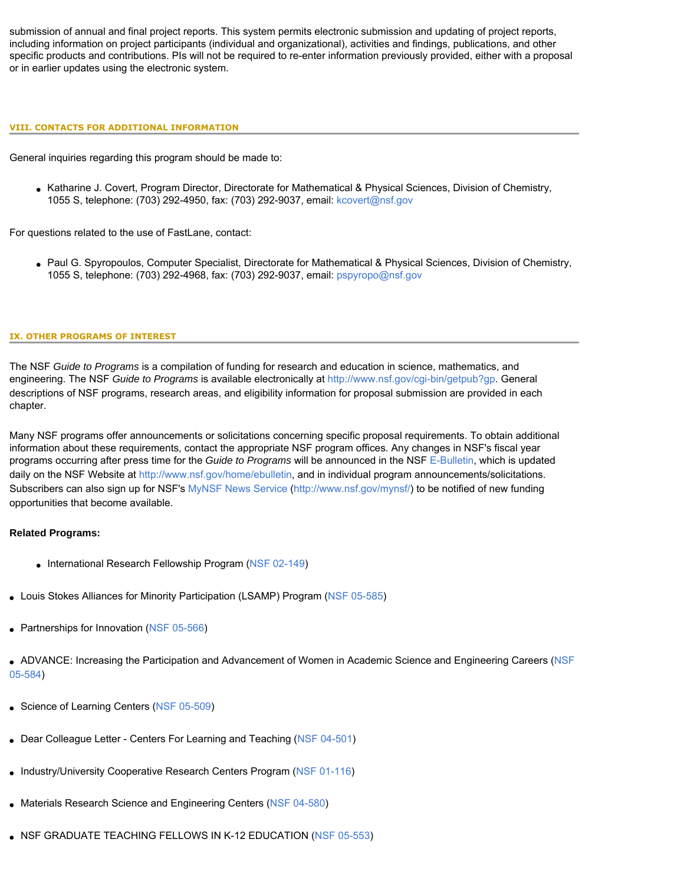submission of annual and final project reports. This system permits electronic submission and updating of project reports, including information on project participants (individual and organizational), activities and findings, publications, and other specific products and contributions. PIs will not be required to re-enter information previously provided, either with a proposal or in earlier updates using the electronic system.

## VIII. CONTACTS FOR ADDITIONAL INFORMATION

General inquiries regarding this program should be made to:

- Katharine J. Covert, Program Director, Directorate for Mathematical & Physical Sciences, Division of Chemistry, 1055 S, telephone: (703) 292-4950, fax: (703) 292-9037, email: kcovert@nsf.gov

For questions related to the use of FastLane, contact:

- Paul G. Spyropoulos, Computer Specialist, Directorate for Mathematical & Physical Sciences, Division of Chemistry, 1055 S, telephone: (703) 292-4968, fax: (703) 292-9037, email: pspyropo@nsf.gov

## IX. OTHER PROGRAMS OF INTEREST

The NSF *Guide to Programs* is a compilation of funding for research and education in science, mathematics, and engineering. The NSF *Guide to Programs* is available electronically at http://www.nsf.gov/cgi-bin/getpub?gp. General descriptions of NSF programs, research areas, and eligibility information for proposal submission are provided in each chapter.

Many NSF programs offer announcements or solicitations concerning specific proposal requirements. To obtain additional information about these requirements, contact the appropriate NSF program offices. Any changes in NSF's fiscal year programs occurring after press time for the *Guide to Programs* will be announced in the NSF E-Bulletin, which is updated daily on the NSF Website at http://www.nsf.gov/home/ebulletin, and in individual program announcements/solicitations. Subscribers can also sign up for NSF's MyNSF News Service (http://www.nsf.gov/mynsf/) to be notified of new funding opportunities that become available.

**Related Programs:**

- International Research Fellowship Program (NSF 02-149)
- Louis Stokes Alliances for Minority Participation (LSAMP) Program (NSF 05-585)
- Partnerships for Innovation (NSF 05-566)
- ADVANCE: Increasing the Participation and Advancement of Women in Academic Science and Engineering Careers (NSF 05-584)
- Science of Learning Centers (NSF 05-509)
- Dear Colleague Letter - Centers For Learning and Teaching (NSF 04-501)
- Industry/University Cooperative Research Centers Program (NSF 01-116)
- Materials Research Science and Engineering Centers (NSF 04-580)
- NSF GRADUATE TEACHING FELLOWS IN K-12 EDUCATION (NSF 05-553)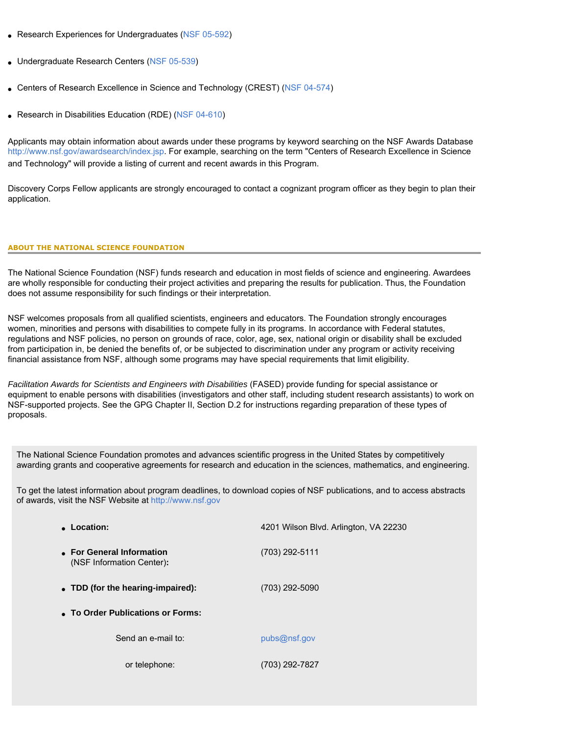- Research Experiences for Undergraduates (NSF 05-592)
- Undergraduate Research Centers (NSF 05-539)
- Centers of Research Excellence in Science and Technology (CREST) (NSF 04-574)
- Research in Disabilities Education (RDE) (NSF 04-610)

Applicants may obtain information about awards under these programs by keyword searching on the NSF Awards Database http://www.nsf.gov/awardsearch/index.jsp. For example, searching on the term "Centers of Research Excellence in Science and Technology" will provide a listing of current and recent awards in this Program.

Discovery Corps Fellow applicants are strongly encouraged to contact a cognizant program officer as they begin to plan their application.

## ABOUT THE NATIONAL SCIENCE FOUNDATION

The National Science Foundation (NSF) funds research and education in most fields of science and engineering. Awardees are wholly responsible for conducting their project activities and preparing the results for publication. Thus, the Foundation does not assume responsibility for such findings or their interpretation.

NSF welcomes proposals from all qualified scientists, engineers and educators. The Foundation strongly encourages women, minorities and persons with disabilities to compete fully in its programs. In accordance with Federal statutes, regulations and NSF policies, no person on grounds of race, color, age, sex, national origin or disability shall be excluded from participation in, be denied the benefits of, or be subjected to discrimination under any program or activity receiving financial assistance from NSF, although some programs may have special requirements that limit eligibility.

*Facilitation Awards for Scientists and Engineers with Disabilities* (FASED) provide funding for special assistance or equipment to enable persons with disabilities (investigators and other staff, including student research assistants) to work on NSF-supported projects. See the GPG Chapter II, Section D.2 for instructions regarding preparation of these types of proposals.

The National Science Foundation promotes and advances scientific progress in the United States by competitively awarding grants and cooperative agreements for research and education in the sciences, mathematics, and engineering.

To get the latest information about program deadlines, to download copies of NSF publications, and to access abstracts of awards, visit the NSF Website at http://www.nsf.gov

- **Location:** 4201 Wilson Blvd. Arlington, VA 22230
- **For General Information** (NSF Information Center)**:** (703) 292-5111
- **TDD (for the hearing-impaired):** (703) 292-5090
- **To Order Publications or Forms:**

  Send an e-mail to: pubs@nsf.gov

  or telephone: (703) 292-7827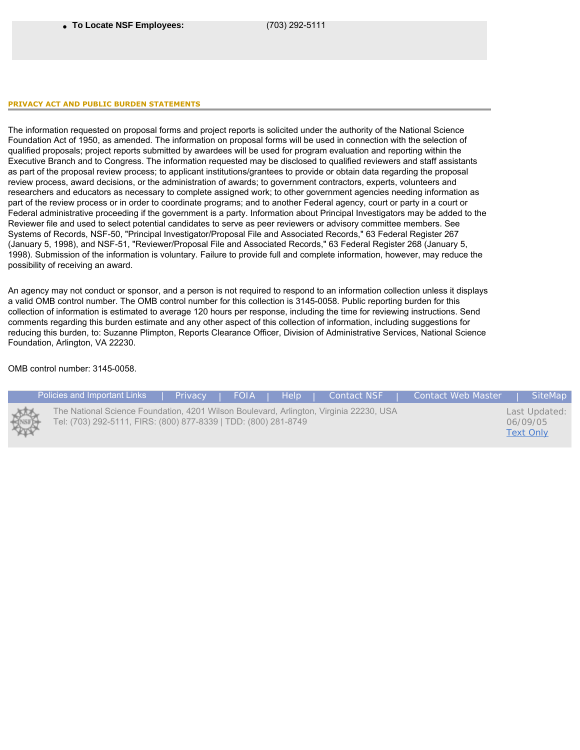- **To Locate NSF Employees:** (703) 292-5111

## PRIVACY ACT AND PUBLIC BURDEN STATEMENTS

The information requested on proposal forms and project reports is solicited under the authority of the National Science Foundation Act of 1950, as amended. The information on proposal forms will be used in connection with the selection of qualified proposals; project reports submitted by awardees will be used for program evaluation and reporting within the Executive Branch and to Congress. The information requested may be disclosed to qualified reviewers and staff assistants as part of the proposal review process; to applicant institutions/grantees to provide or obtain data regarding the proposal review process, award decisions, or the administration of awards; to government contractors, experts, volunteers and researchers and educators as necessary to complete assigned work; to other government agencies needing information as part of the review process or in order to coordinate programs; and to another Federal agency, court or party in a court or Federal administrative proceeding if the government is a party. Information about Principal Investigators may be added to the Reviewer file and used to select potential candidates to serve as peer reviewers or advisory committee members. See Systems of Records, NSF-50, "Principal Investigator/Proposal File and Associated Records," 63 Federal Register 267 (January 5, 1998), and NSF-51, "Reviewer/Proposal File and Associated Records," 63 Federal Register 268 (January 5, 1998). Submission of the information is voluntary. Failure to provide full and complete information, however, may reduce the possibility of receiving an award.

An agency may not conduct or sponsor, and a person is not required to respond to an information collection unless it displays a valid OMB control number. The OMB control number for this collection is 3145-0058. Public reporting burden for this collection of information is estimated to average 120 hours per response, including the time for reviewing instructions. Send comments regarding this burden estimate and any other aspect of this collection of information, including suggestions for reducing this burden, to: Suzanne Plimpton, Reports Clearance Officer, Division of Administrative Services, National Science Foundation, Arlington, VA 22230.

OMB control number: 3145-0058.

Policies and Important Links | Privacy | FOIA | Help | Contact NSF | Contact Web Master | SiteMap

The National Science Foundation, 4201 Wilson Boulevard, Arlington, Virginia 22230, USA
Tel: (703) 292-5111, FIRS: (800) 877-8339 | TDD: (800) 281-8749

Last Updated: 06/09/05
Text Only